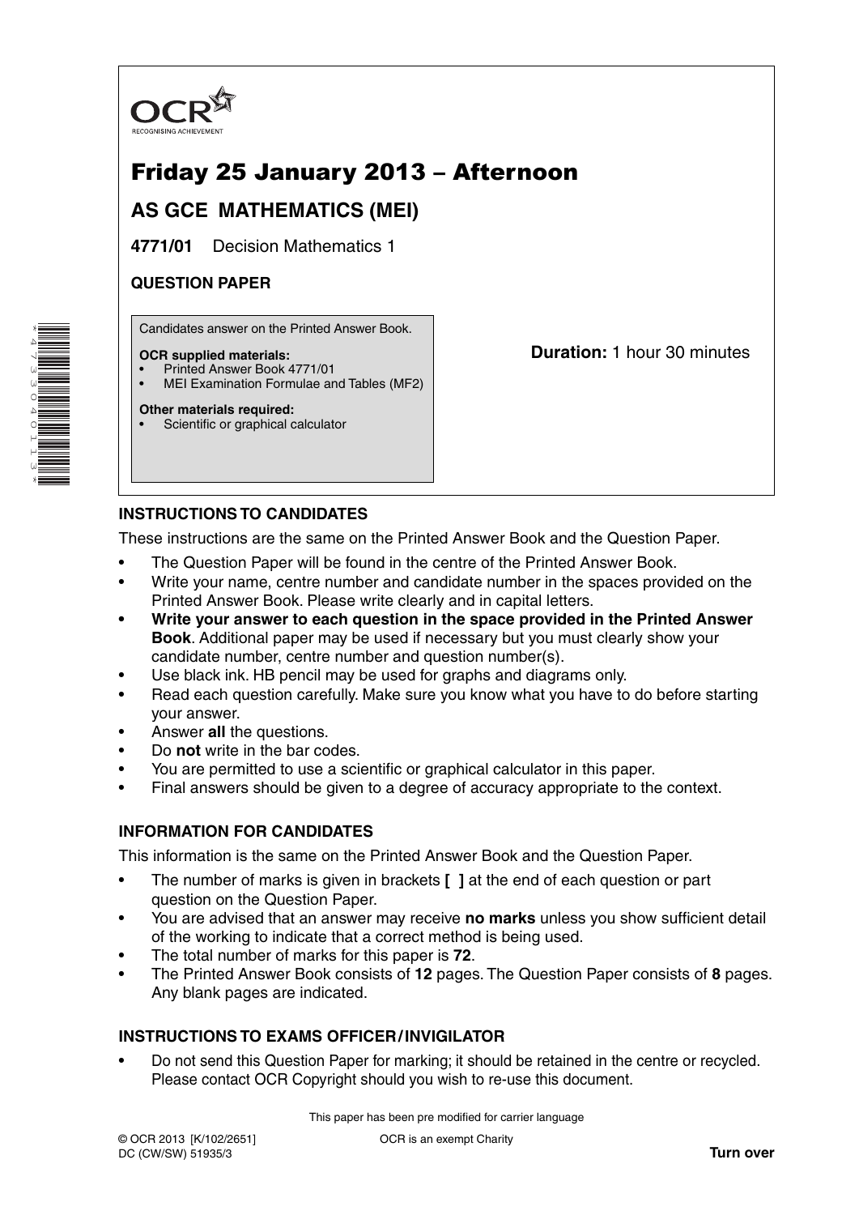OCR
RECOGNISING ACHIEVEMENT

# Friday 25 January 2013 – Afternoon

## AS GCE MATHEMATICS (MEI)

**4771/01** Decision Mathematics 1

**QUESTION PAPER**

Candidates answer on the Printed Answer Book.

**OCR supplied materials:**
- Printed Answer Book 4771/01
- MEI Examination Formulae and Tables (MF2)

**Other materials required:**
- Scientific or graphical calculator

**Duration:** 1 hour 30 minutes

### INSTRUCTIONS TO CANDIDATES

These instructions are the same on the Printed Answer Book and the Question Paper.

- The Question Paper will be found in the centre of the Printed Answer Book.
- Write your name, centre number and candidate number in the spaces provided on the Printed Answer Book. Please write clearly and in capital letters.
- **Write your answer to each question in the space provided in the Printed Answer Book**. Additional paper may be used if necessary but you must clearly show your candidate number, centre number and question number(s).
- Use black ink. HB pencil may be used for graphs and diagrams only.
- Read each question carefully. Make sure you know what you have to do before starting your answer.
- Answer **all** the questions.
- Do **not** write in the bar codes.
- You are permitted to use a scientific or graphical calculator in this paper.
- Final answers should be given to a degree of accuracy appropriate to the context.

### INFORMATION FOR CANDIDATES

This information is the same on the Printed Answer Book and the Question Paper.

- The number of marks is given in brackets **[ ]** at the end of each question or part question on the Question Paper.
- You are advised that an answer may receive **no marks** unless you show sufficient detail of the working to indicate that a correct method is being used.
- The total number of marks for this paper is **72**.
- The Printed Answer Book consists of **12** pages. The Question Paper consists of **8** pages. Any blank pages are indicated.

### INSTRUCTIONS TO EXAMS OFFICER / INVIGILATOR

- Do not send this Question Paper for marking; it should be retained in the centre or recycled. Please contact OCR Copyright should you wish to re-use this document.

This paper has been pre modified for carrier language

© OCR 2013 [K/102/2651]
DC (CW/SW) 51935/3

OCR is an exempt Charity

**Turn over**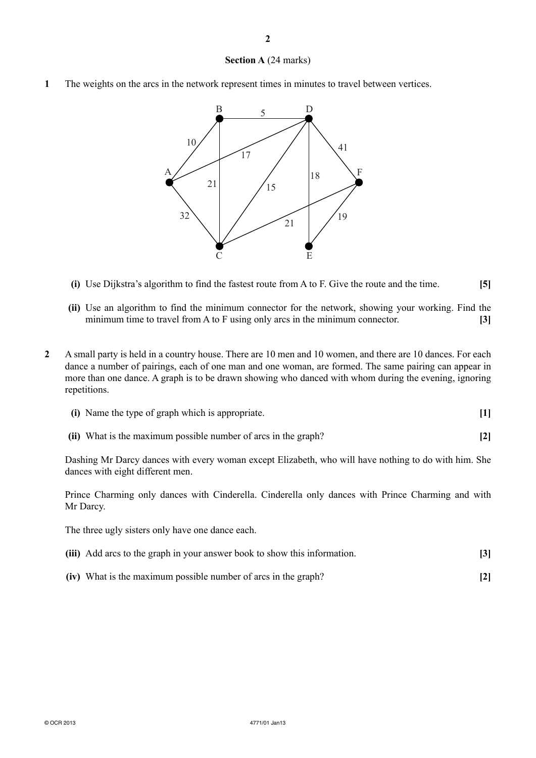## Section A (24 marks)

**1** The weights on the arcs in the network represent times in minutes to travel between vertices.

**(i)** Use Dijkstra's algorithm to find the fastest route from A to F. Give the route and the time. **[5]**

**(ii)** Use an algorithm to find the minimum connector for the network, showing your working. Find the minimum time to travel from A to F using only arcs in the minimum connector. **[3]**

**2** A small party is held in a country house. There are 10 men and 10 women, and there are 10 dances. For each dance a number of pairings, each of one man and one woman, are formed. The same pairing can appear in more than one dance. A graph is to be drawn showing who danced with whom during the evening, ignoring repetitions.

**(i)** Name the type of graph which is appropriate. **[1]**

**(ii)** What is the maximum possible number of arcs in the graph? **[2]**

Dashing Mr Darcy dances with every woman except Elizabeth, who will have nothing to do with him. She dances with eight different men.

Prince Charming only dances with Cinderella. Cinderella only dances with Prince Charming and with Mr Darcy.

The three ugly sisters only have one dance each.

**(iii)** Add arcs to the graph in your answer book to show this information. **[3]**

**(iv)** What is the maximum possible number of arcs in the graph? **[2]**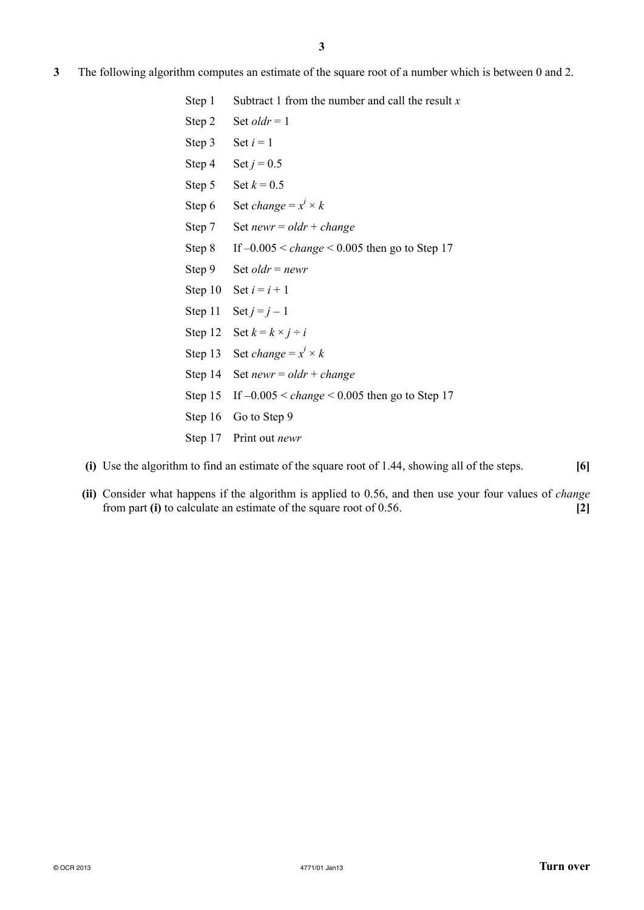**3** The following algorithm computes an estimate of the square root of a number which is between 0 and 2.

| | |
|---|---|
| Step 1 | Subtract 1 from the number and call the result $x$ |
| Step 2 | Set $oldr = 1$ |
| Step 3 | Set $i = 1$ |
| Step 4 | Set $j = 0.5$ |
| Step 5 | Set $k = 0.5$ |
| Step 6 | Set $change = x^i \times k$ |
| Step 7 | Set $newr = oldr + change$ |
| Step 8 | If $-0.005 < change < 0.005$ then go to Step 17 |
| Step 9 | Set $oldr = newr$ |
| Step 10 | Set $i = i + 1$ |
| Step 11 | Set $j = j - 1$ |
| Step 12 | Set $k = k \times j \div i$ |
| Step 13 | Set $change = x^i \times k$ |
| Step 14 | Set $newr = oldr + change$ |
| Step 15 | If $-0.005 < change < 0.005$ then go to Step 17 |
| Step 16 | Go to Step 9 |
| Step 17 | Print out $newr$ |

**(i)** Use the algorithm to find an estimate of the square root of 1.44, showing all of the steps. **[6]**

**(ii)** Consider what happens if the algorithm is applied to 0.56, and then use your four values of *change* from part **(i)** to calculate an estimate of the square root of 0.56. **[2]**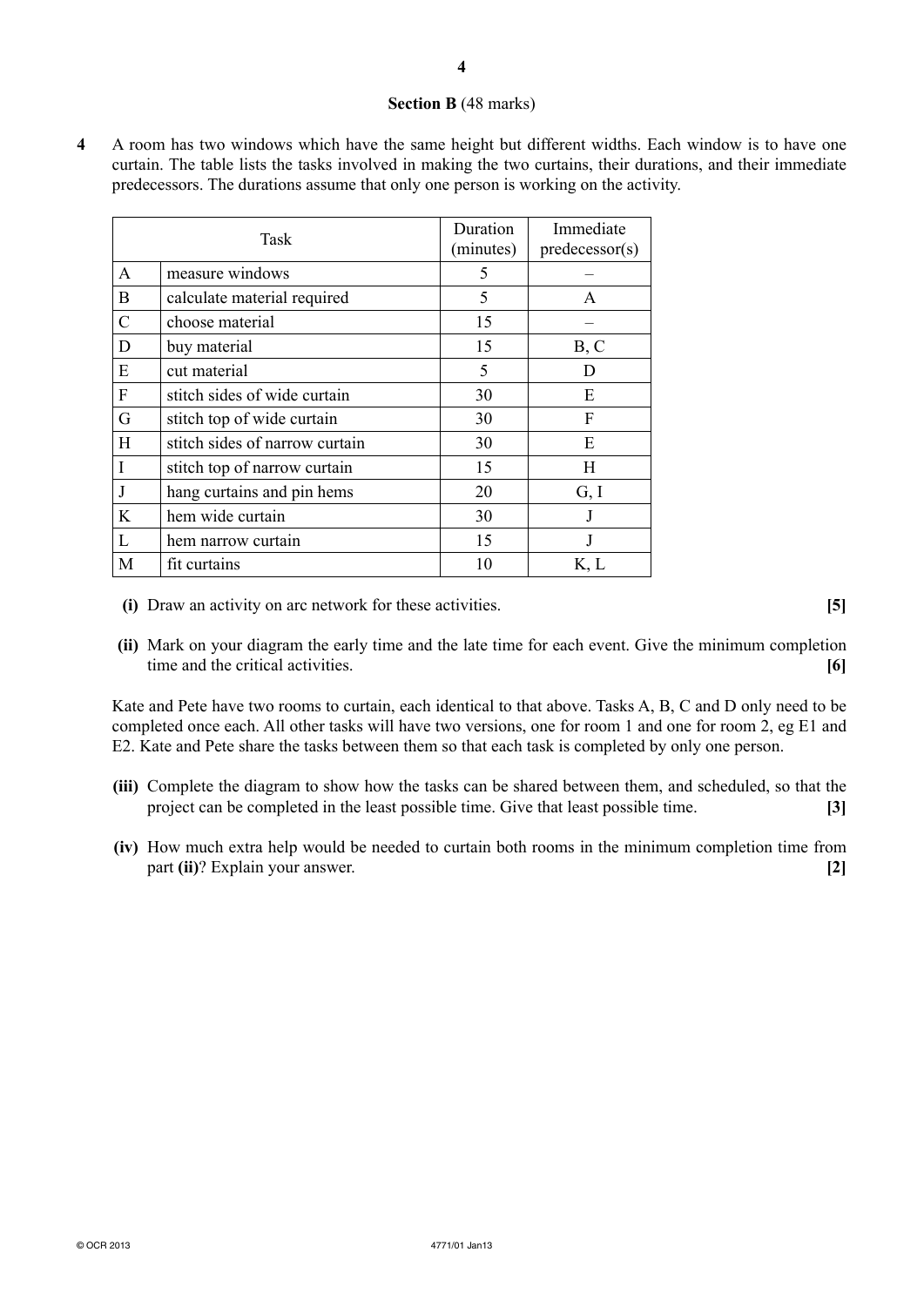## Section B (48 marks)

**4** A room has two windows which have the same height but different widths. Each window is to have one curtain. The table lists the tasks involved in making the two curtains, their durations, and their immediate predecessors. The durations assume that only one person is working on the activity.

| Task | | Duration (minutes) | Immediate predecessor(s) |
|---|---|---|---|
| A | measure windows | 5 | – |
| B | calculate material required | 5 | A |
| C | choose material | 15 | – |
| D | buy material | 15 | B, C |
| E | cut material | 5 | D |
| F | stitch sides of wide curtain | 30 | E |
| G | stitch top of wide curtain | 30 | F |
| H | stitch sides of narrow curtain | 30 | E |
| I | stitch top of narrow curtain | 15 | H |
| J | hang curtains and pin hems | 20 | G, I |
| K | hem wide curtain | 30 | J |
| L | hem narrow curtain | 15 | J |
| M | fit curtains | 10 | K, L |

**(i)** Draw an activity on arc network for these activities. **[5]**

**(ii)** Mark on your diagram the early time and the late time for each event. Give the minimum completion time and the critical activities. **[6]**

Kate and Pete have two rooms to curtain, each identical to that above. Tasks A, B, C and D only need to be completed once each. All other tasks will have two versions, one for room 1 and one for room 2, eg E1 and E2. Kate and Pete share the tasks between them so that each task is completed by only one person.

**(iii)** Complete the diagram to show how the tasks can be shared between them, and scheduled, so that the project can be completed in the least possible time. Give that least possible time. **[3]**

**(iv)** How much extra help would be needed to curtain both rooms in the minimum completion time from part **(ii)**? Explain your answer. **[2]**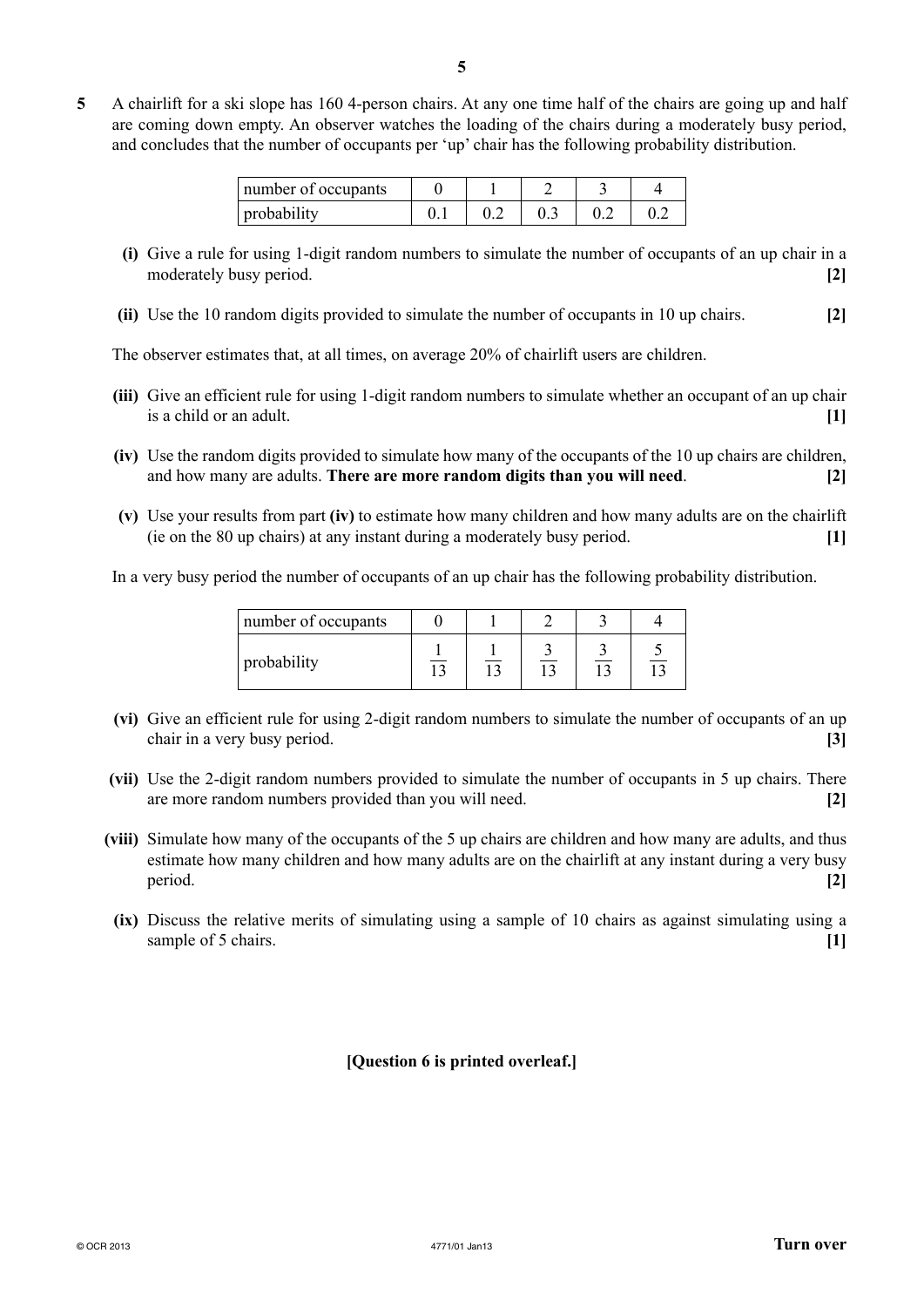**5** A chairlift for a ski slope has 160 4-person chairs. At any one time half of the chairs are going up and half are coming down empty. An observer watches the loading of the chairs during a moderately busy period, and concludes that the number of occupants per 'up' chair has the following probability distribution.

| number of occupants | 0 | 1 | 2 | 3 | 4 |
|---|---|---|---|---|---|
| probability | 0.1 | 0.2 | 0.3 | 0.2 | 0.2 |

**(i)** Give a rule for using 1-digit random numbers to simulate the number of occupants of an up chair in a moderately busy period. **[2]**

**(ii)** Use the 10 random digits provided to simulate the number of occupants in 10 up chairs. **[2]**

The observer estimates that, at all times, on average 20% of chairlift users are children.

**(iii)** Give an efficient rule for using 1-digit random numbers to simulate whether an occupant of an up chair is a child or an adult. **[1]**

**(iv)** Use the random digits provided to simulate how many of the occupants of the 10 up chairs are children, and how many are adults. **There are more random digits than you will need**. **[2]**

**(v)** Use your results from part **(iv)** to estimate how many children and how many adults are on the chairlift (ie on the 80 up chairs) at any instant during a moderately busy period. **[1]**

In a very busy period the number of occupants of an up chair has the following probability distribution.

| number of occupants | 0 | 1 | 2 | 3 | 4 |
|---|---|---|---|---|---|
| probability | $\frac{1}{13}$ | $\frac{1}{13}$ | $\frac{3}{13}$ | $\frac{3}{13}$ | $\frac{5}{13}$ |

**(vi)** Give an efficient rule for using 2-digit random numbers to simulate the number of occupants of an up chair in a very busy period. **[3]**

**(vii)** Use the 2-digit random numbers provided to simulate the number of occupants in 5 up chairs. There are more random numbers provided than you will need. **[2]**

**(viii)** Simulate how many of the occupants of the 5 up chairs are children and how many are adults, and thus estimate how many children and how many adults are on the chairlift at any instant during a very busy period. **[2]**

**(ix)** Discuss the relative merits of simulating using a sample of 10 chairs as against simulating using a sample of 5 chairs. **[1]**

**[Question 6 is printed overleaf.]**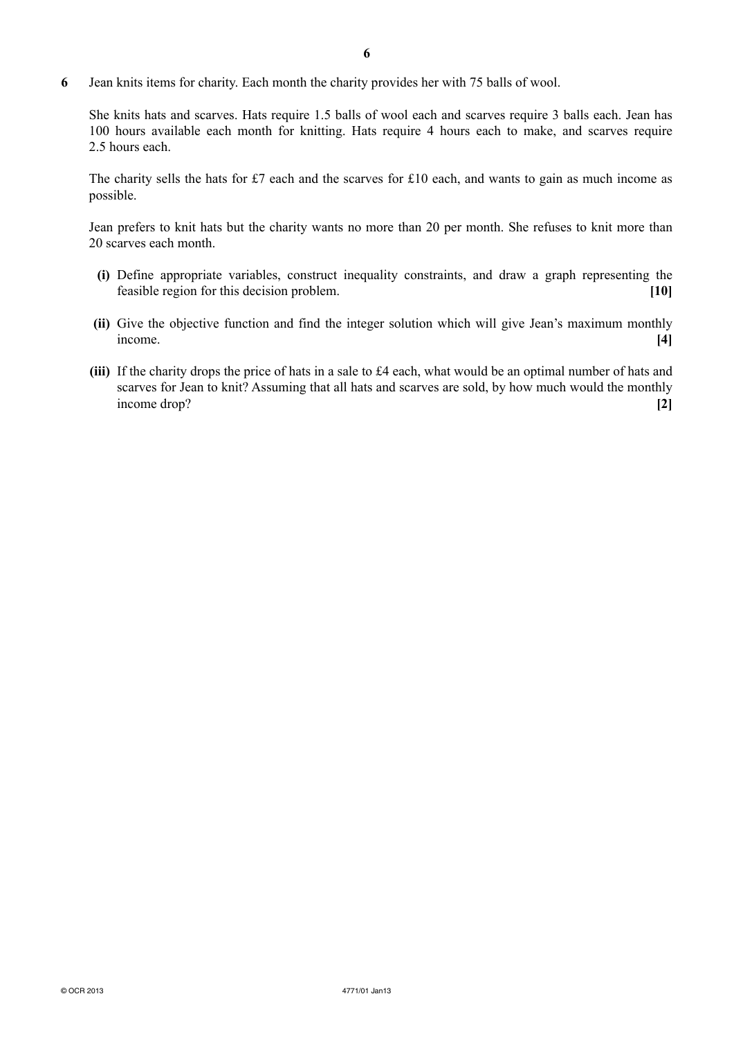**6** Jean knits items for charity. Each month the charity provides her with 75 balls of wool.

She knits hats and scarves. Hats require 1.5 balls of wool each and scarves require 3 balls each. Jean has 100 hours available each month for knitting. Hats require 4 hours each to make, and scarves require 2.5 hours each.

The charity sells the hats for £7 each and the scarves for £10 each, and wants to gain as much income as possible.

Jean prefers to knit hats but the charity wants no more than 20 per month. She refuses to knit more than 20 scarves each month.

**(i)** Define appropriate variables, construct inequality constraints, and draw a graph representing the feasible region for this decision problem. **[10]**

**(ii)** Give the objective function and find the integer solution which will give Jean's maximum monthly income. **[4]**

**(iii)** If the charity drops the price of hats in a sale to £4 each, what would be an optimal number of hats and scarves for Jean to knit? Assuming that all hats and scarves are sold, by how much would the monthly income drop? **[2]**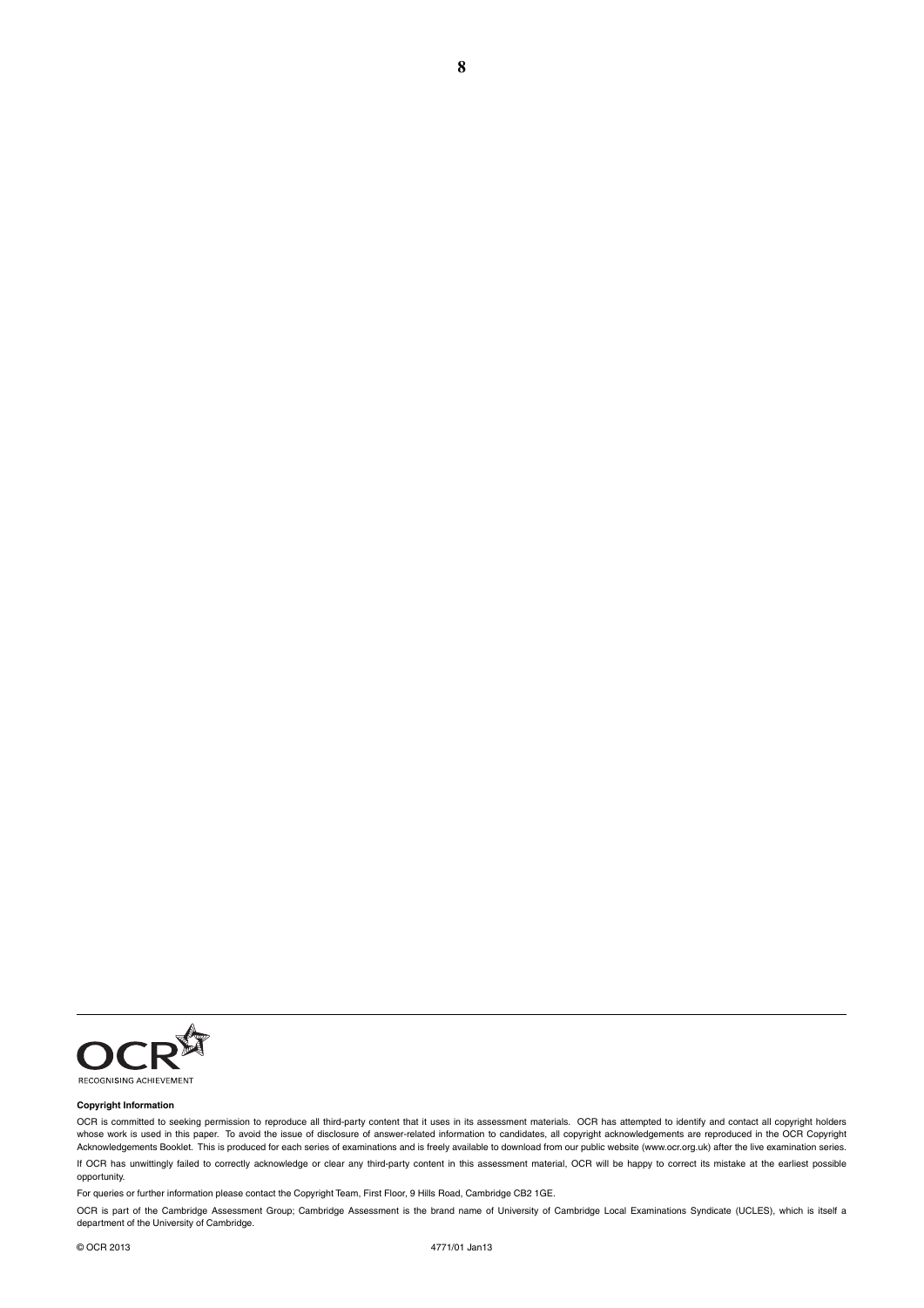**Copyright Information**

OCR is committed to seeking permission to reproduce all third-party content that it uses in its assessment materials. OCR has attempted to identify and contact all copyright holders whose work is used in this paper. To avoid the issue of disclosure of answer-related information to candidates, all copyright acknowledgements are reproduced in the OCR Copyright Acknowledgements Booklet. This is produced for each series of examinations and is freely available to download from our public website (www.ocr.org.uk) after the live examination series.

If OCR has unwittingly failed to correctly acknowledge or clear any third-party content in this assessment material, OCR will be happy to correct its mistake at the earliest possible opportunity.

For queries or further information please contact the Copyright Team, First Floor, 9 Hills Road, Cambridge CB2 1GE.

OCR is part of the Cambridge Assessment Group; Cambridge Assessment is the brand name of University of Cambridge Local Examinations Syndicate (UCLES), which is itself a department of the University of Cambridge.